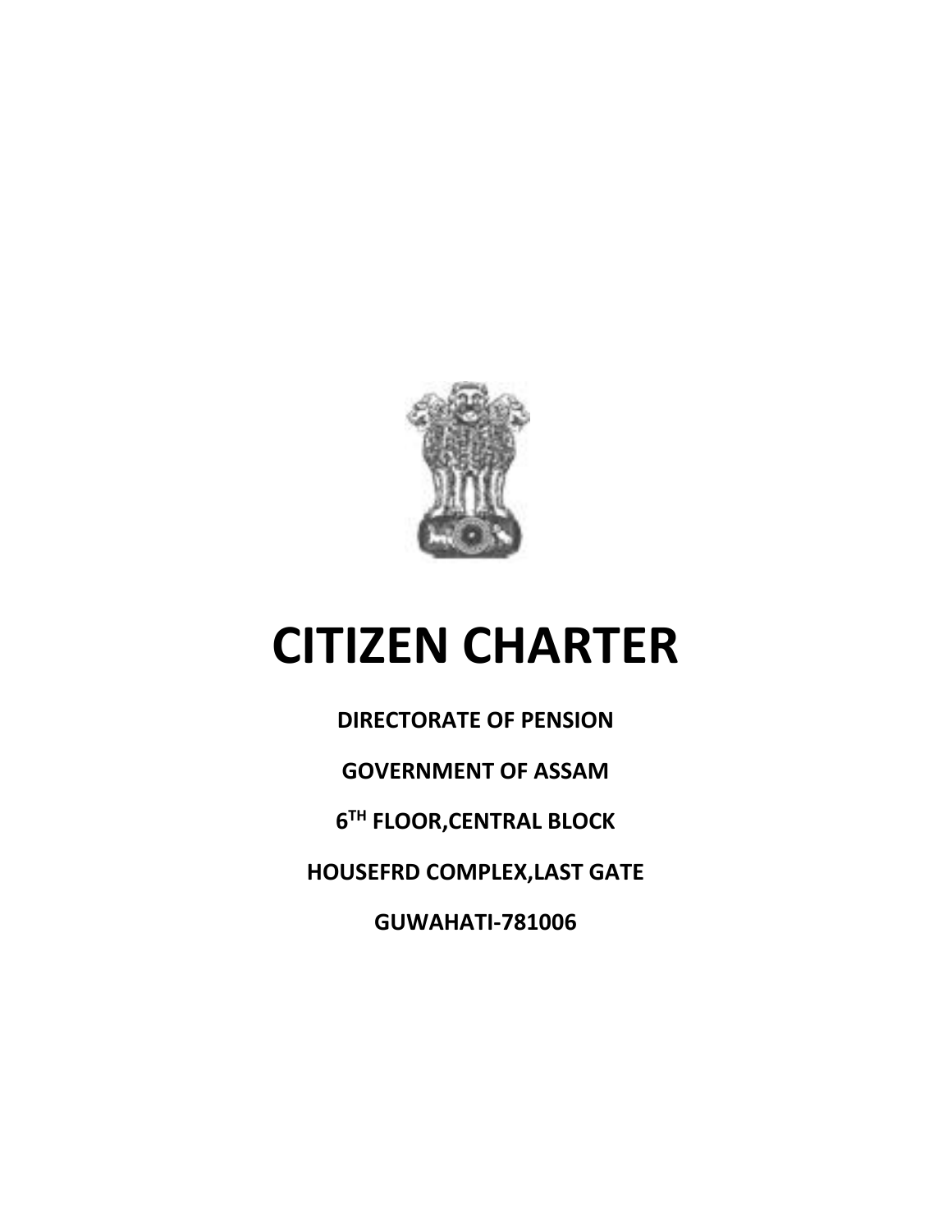# CITIZEN CHARTER

**DIRECTORATE OF PENSION**

**GOVERNMENT OF ASSAM**

**6TH FLOOR,CENTRAL BLOCK**

**HOUSEFRD COMPLEX,LAST GATE**

**GUWAHATI-781006**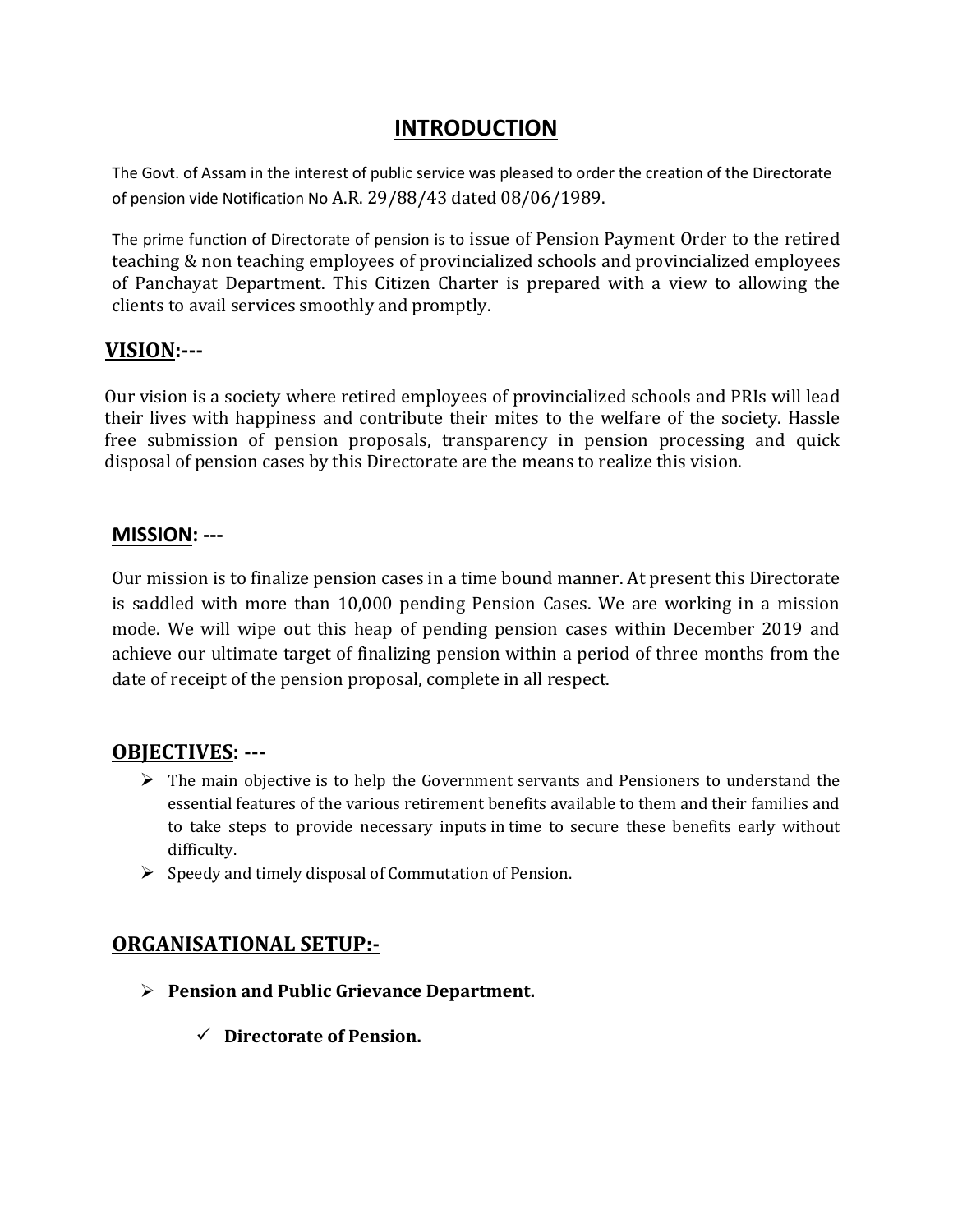# INTRODUCTION

The Govt. of Assam in the interest of public service was pleased to order the creation of the Directorate of pension vide Notification No A.R. 29/88/43 dated 08/06/1989.

The prime function of Directorate of pension is to issue of Pension Payment Order to the retired teaching & non teaching employees of provincialized schools and provincialized employees of Panchayat Department. This Citizen Charter is prepared with a view to allowing the clients to avail services smoothly and promptly.

## VISION:---

Our vision is a society where retired employees of provincialized schools and PRIs will lead their lives with happiness and contribute their mites to the welfare of the society. Hassle free submission of pension proposals, transparency in pension processing and quick disposal of pension cases by this Directorate are the means to realize this vision.

## MISSION: ---

Our mission is to finalize pension cases in a time bound manner. At present this Directorate is saddled with more than 10,000 pending Pension Cases. We are working in a mission mode. We will wipe out this heap of pending pension cases within December 2019 and achieve our ultimate target of finalizing pension within a period of three months from the date of receipt of the pension proposal, complete in all respect.

## OBJECTIVES: ---

- The main objective is to help the Government servants and Pensioners to understand the essential features of the various retirement benefits available to them and their families and to take steps to provide necessary inputs in time to secure these benefits early without difficulty.
- Speedy and timely disposal of Commutation of Pension.

## ORGANISATIONAL SETUP:-

- **Pension and Public Grievance Department.**
  - ✓ **Directorate of Pension.**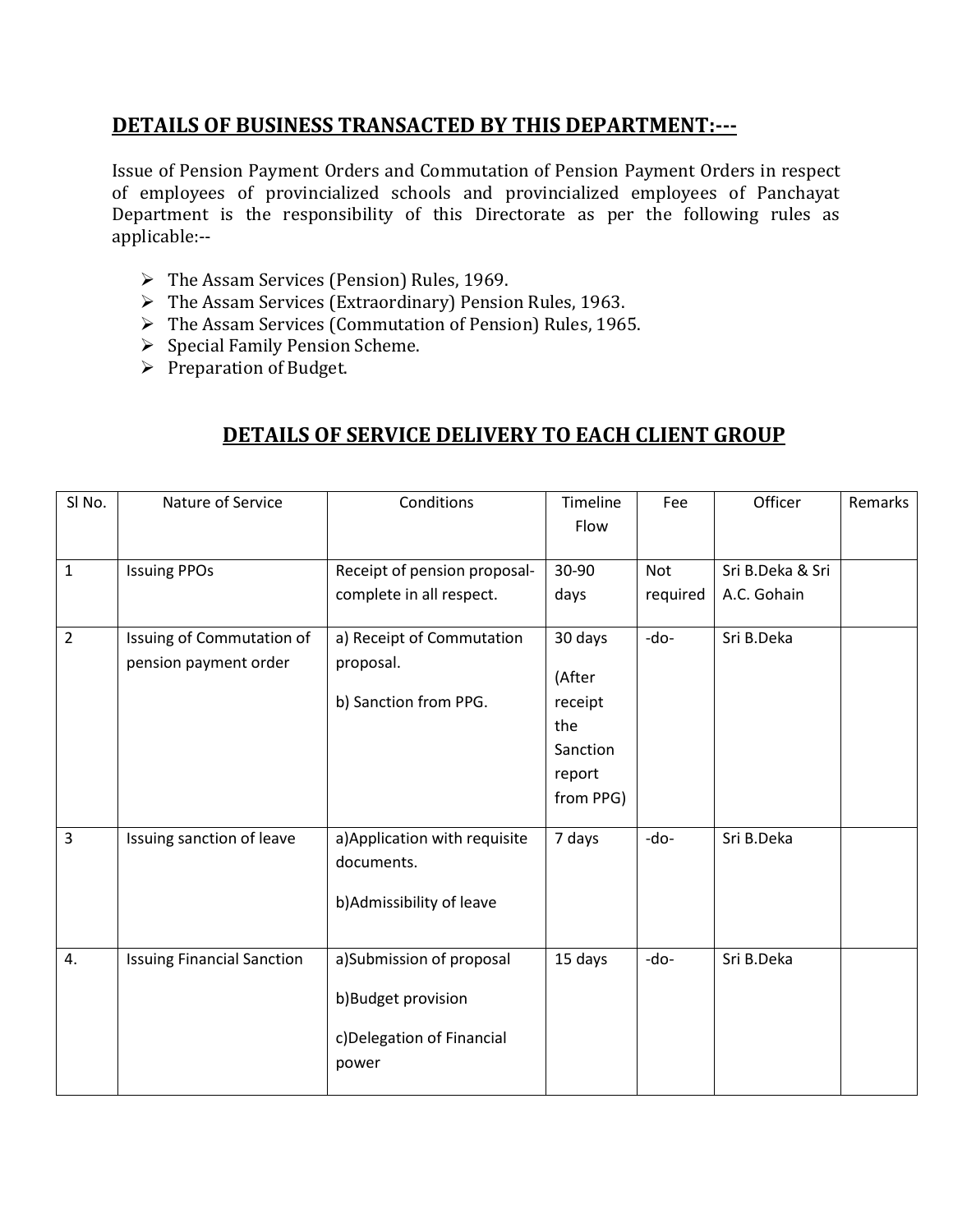## DETAILS OF BUSINESS TRANSACTED BY THIS DEPARTMENT:---

Issue of Pension Payment Orders and Commutation of Pension Payment Orders in respect of employees of provincialized schools and provincialized employees of Panchayat Department is the responsibility of this Directorate as per the following rules as applicable:--

- The Assam Services (Pension) Rules, 1969.
- The Assam Services (Extraordinary) Pension Rules, 1963.
- The Assam Services (Commutation of Pension) Rules, 1965.
- Special Family Pension Scheme.
- Preparation of Budget.

## DETAILS OF SERVICE DELIVERY TO EACH CLIENT GROUP

| Sl No. | Nature of Service | Conditions | Timeline Flow | Fee | Officer | Remarks |
|---|---|---|---|---|---|---|
| 1 | Issuing PPOs | Receipt of pension proposal- complete in all respect. | 30-90 days | Not required | Sri B.Deka & Sri A.C. Gohain | |
| 2 | Issuing of Commutation of pension payment order | a) Receipt of Commutation proposal.<br>b) Sanction from PPG. | 30 days (After receipt the Sanction report from PPG) | -do- | Sri B.Deka | |
| 3 | Issuing sanction of leave | a)Application with requisite documents.<br>b)Admissibility of leave | 7 days | -do- | Sri B.Deka | |
| 4. | Issuing Financial Sanction | a)Submission of proposal<br>b)Budget provision<br>c)Delegation of Financial power | 15 days | -do- | Sri B.Deka | |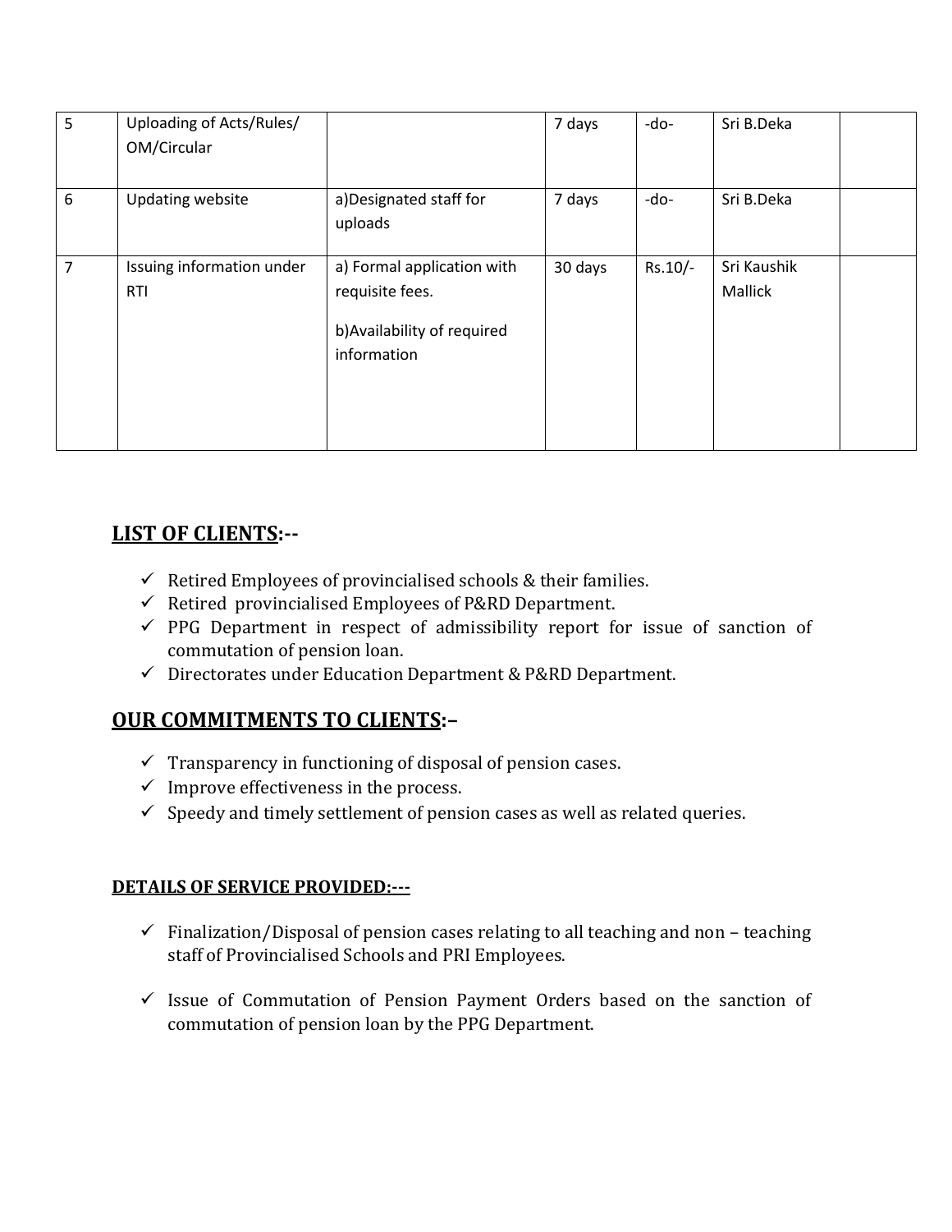| 5 | Uploading of Acts/Rules/ OM/Circular | | 7 days | -do- | Sri B.Deka | |
|---|---|---|---|---|---|---|
| 6 | Updating website | a)Designated staff for uploads | 7 days | -do- | Sri B.Deka | |
| 7 | Issuing information under RTI | a) Formal application with requisite fees.<br><br>b)Availability of required information | 30 days | Rs.10/- | Sri Kaushik Mallick | |

## LIST OF CLIENTS:--

- ✓ Retired Employees of provincialised schools & their families.
- ✓ Retired provincialised Employees of P&RD Department.
- ✓ PPG Department in respect of admissibility report for issue of sanction of commutation of pension loan.
- ✓ Directorates under Education Department & P&RD Department.

## OUR COMMITMENTS TO CLIENTS:–

- ✓ Transparency in functioning of disposal of pension cases.
- ✓ Improve effectiveness in the process.
- ✓ Speedy and timely settlement of pension cases as well as related queries.

### DETAILS OF SERVICE PROVIDED:---

- ✓ Finalization/Disposal of pension cases relating to all teaching and non – teaching staff of Provincialised Schools and PRI Employees.

- ✓ Issue of Commutation of Pension Payment Orders based on the sanction of commutation of pension loan by the PPG Department.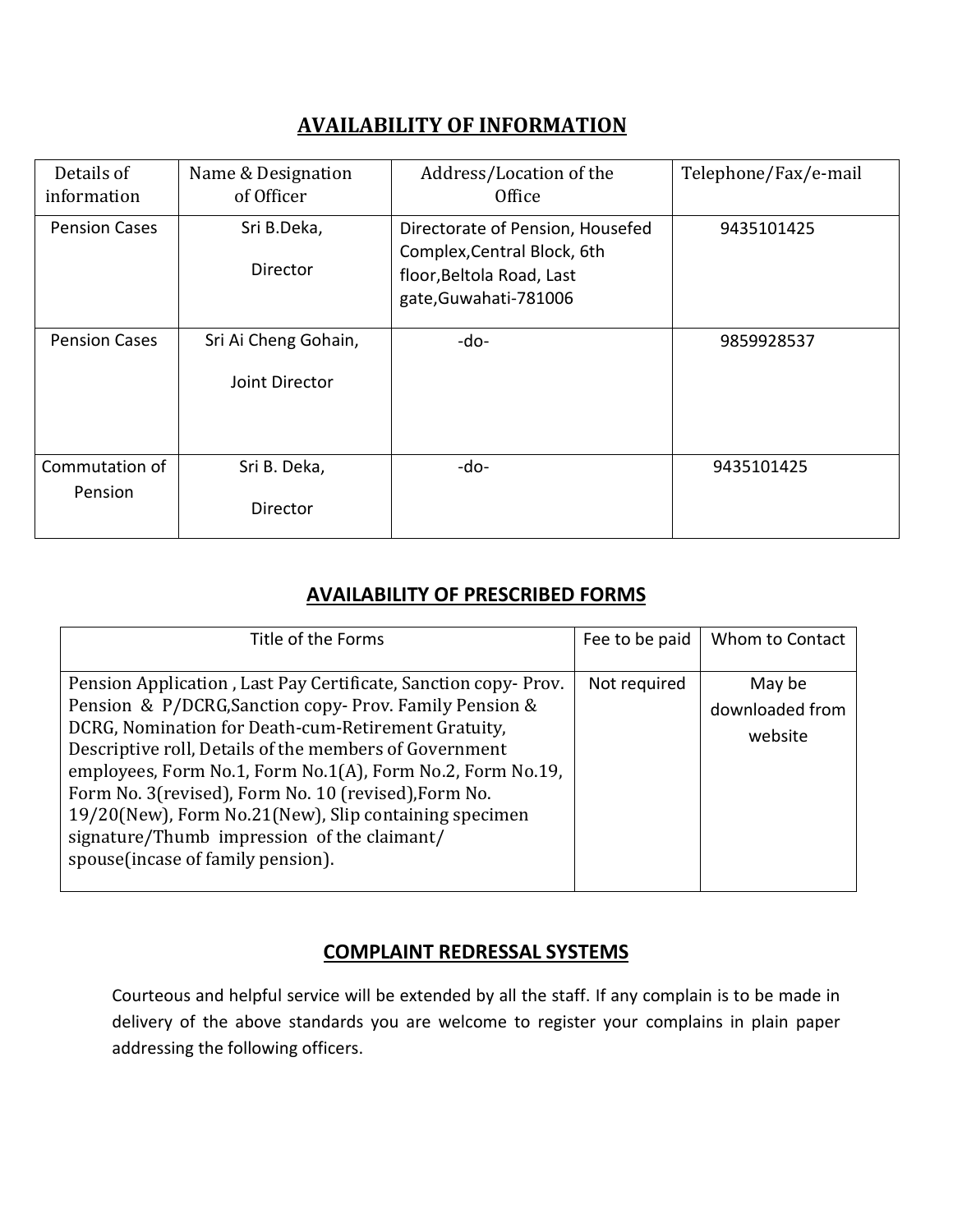## AVAILABILITY OF INFORMATION

| Details of information | Name & Designation of Officer | Address/Location of the Office | Telephone/Fax/e-mail |
|---|---|---|---|
| Pension Cases | Sri B.Deka, Director | Directorate of Pension, Housefed Complex,Central Block, 6th floor,Beltola Road, Last gate,Guwahati-781006 | 9435101425 |
| Pension Cases | Sri Ai Cheng Gohain, Joint Director | -do- | 9859928537 |
| Commutation of Pension | Sri B. Deka, Director | -do- | 9435101425 |

## AVAILABILITY OF PRESCRIBED FORMS

| Title of the Forms | Fee to be paid | Whom to Contact |
|---|---|---|
| Pension Application , Last Pay Certificate, Sanction copy- Prov. Pension & P/DCRG,Sanction copy- Prov. Family Pension & DCRG, Nomination for Death-cum-Retirement Gratuity, Descriptive roll, Details of the members of Government employees, Form No.1, Form No.1(A), Form No.2, Form No.19, Form No. 3(revised), Form No. 10 (revised),Form No. 19/20(New), Form No.21(New), Slip containing specimen signature/Thumb impression of the claimant/ spouse(incase of family pension). | Not required | May be downloaded from website |

## COMPLAINT REDRESSAL SYSTEMS

Courteous and helpful service will be extended by all the staff. If any complain is to be made in delivery of the above standards you are welcome to register your complains in plain paper addressing the following officers.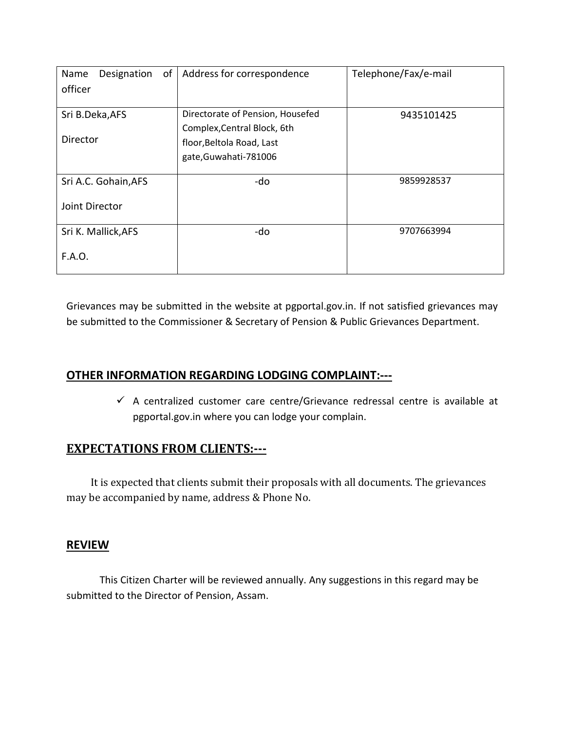| Name Designation of officer | Address for correspondence | Telephone/Fax/e-mail |
|---|---|---|
| Sri B.Deka,AFS<br><br>Director | Directorate of Pension, Housefed Complex,Central Block, 6th floor,Beltola Road, Last gate,Guwahati-781006 | 9435101425 |
| Sri A.C. Gohain,AFS<br><br>Joint Director | -do | 9859928537 |
| Sri K. Mallick,AFS<br><br>F.A.O. | -do | 9707663994 |

Grievances may be submitted in the website at pgportal.gov.in. If not satisfied grievances may be submitted to the Commissioner & Secretary of Pension & Public Grievances Department.

## OTHER INFORMATION REGARDING LODGING COMPLAINT:---

- ✓ A centralized customer care centre/Grievance redressal centre is available at pgportal.gov.in where you can lodge your complain.

## EXPECTATIONS FROM CLIENTS:---

It is expected that clients submit their proposals with all documents. The grievances may be accompanied by name, address & Phone No.

## REVIEW

This Citizen Charter will be reviewed annually. Any suggestions in this regard may be submitted to the Director of Pension, Assam.